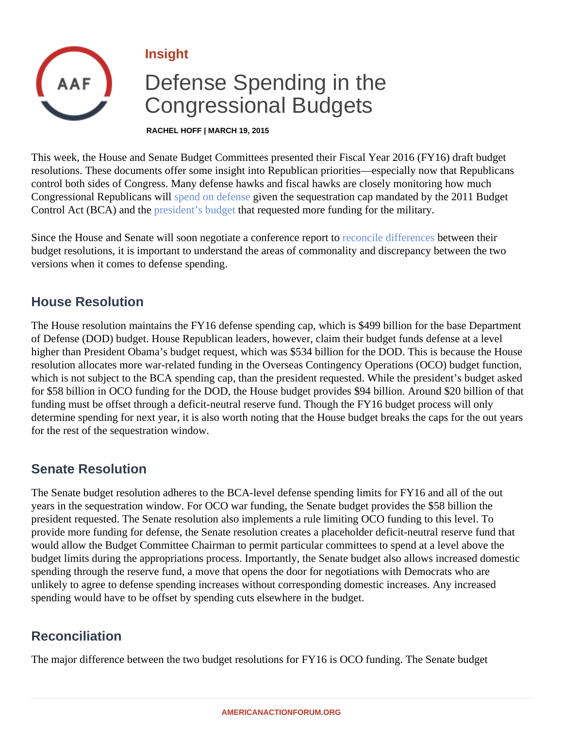Insight

# Defense Spending in the Congressional Budgets

RACHEL HOFF | MARCH 19, 2015

This week, the House and Senate Budget Committees presented their Fiscal Year 2016 (FY16) draft budget resolutions. These documents offer some insight into Republican priorities—especially now that Republicans control both sides of Congress. Many defense hawks and fiscal hawks are closely monitoring how much Congressional Republicans will spend on defense given the sequestration cap mandated by the 2011 Budget Control Act (BCA) and the president's budget that requested more funding for the military.

Since the House and Senate will soon negotiate a conference report to reconcile differences between their budget resolutions, it is important to understand the areas of commonality and discrepancy between the two versions when it comes to defense spending.

## House Resolution

The House resolution maintains the FY16 defense spending cap, which is $499 billion for the base Department of Defense (DOD) budget. House Republican leaders, however, claim their budget funds defense at a level higher than President Obama's budget request, which was $534 billion for the DOD. This is because the House resolution allocates more war-related funding in the Overseas Contingency Operations (OCO) budget function, which is not subject to the BCA spending cap, than the president requested. While the president's budget asked for $58 billion in OCO funding for the DOD, the House budget provides $94 billion. Around $20 billion of that funding must be offset through a deficit-neutral reserve fund. Though the FY16 budget process will only determine spending for next year, it is also worth noting that the House budget breaks the caps for the out years for the rest of the sequestration window.

## Senate Resolution

The Senate budget resolution adheres to the BCA-level defense spending limits for FY16 and all of the out years in the sequestration window. For OCO war funding, the Senate budget provides the $58 billion the president requested. The Senate resolution also implements a rule limiting OCO funding to this level. To provide more funding for defense, the Senate resolution creates a placeholder deficit-neutral reserve fund that would allow the Budget Committee Chairman to permit particular committees to spend at a level above the budget limits during the appropriations process. Importantly, the Senate budget also allows increased domestic spending through the reserve fund, a move that opens the door for negotiations with Democrats who are unlikely to agree to defense spending increases without corresponding domestic increases. Any increased spending would have to be offset by spending cuts elsewhere in the budget.

## Reconciliation

The major difference between the two budget resolutions for FY16 is OCO funding. The Senate budget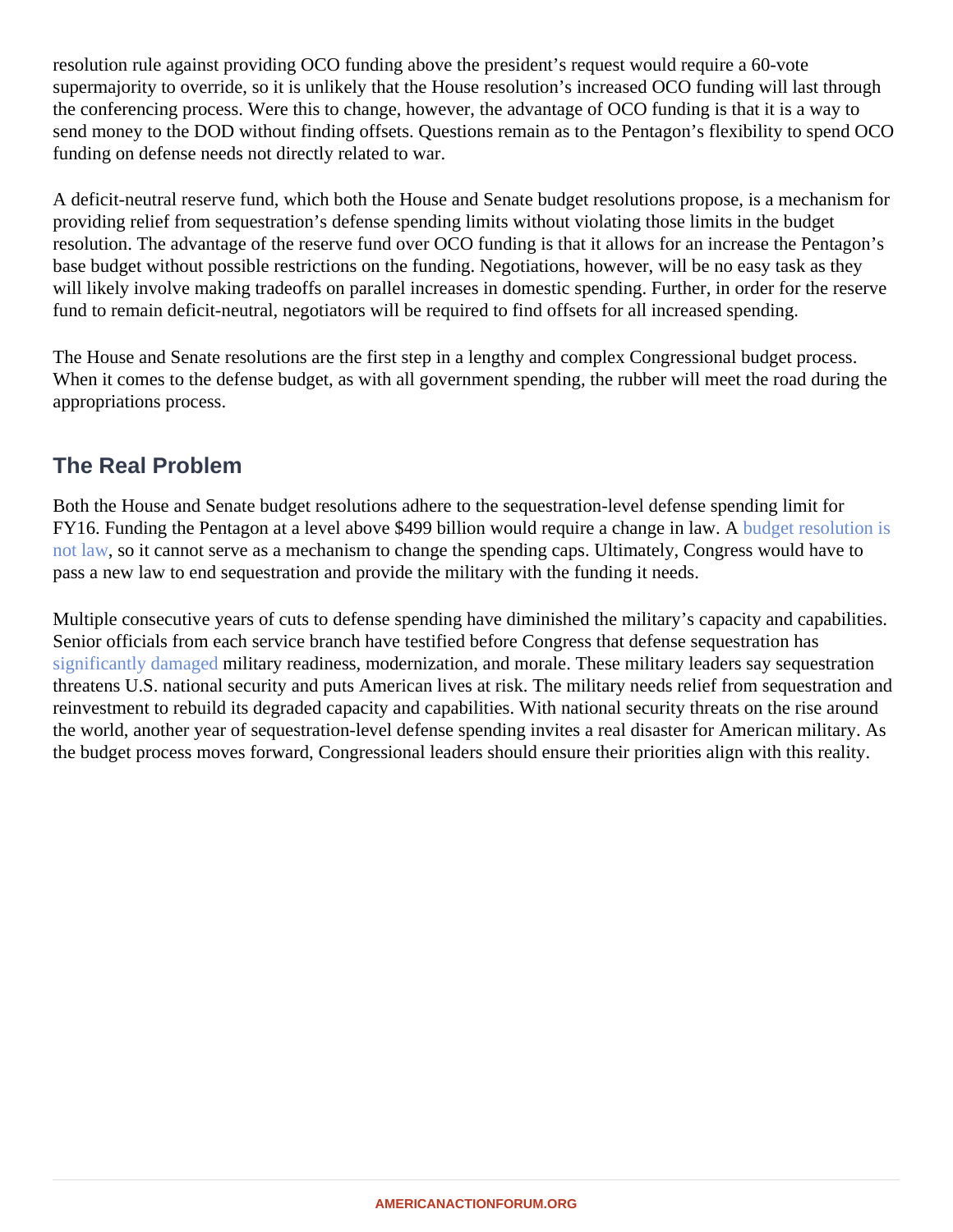resolution rule against providing OCO funding above the president's request would require a 60-vote supermajority to override, so it is unlikely that the House resolution's increased OCO funding will last through the conferencing process. Were this to change, however, the advantage of OCO funding is that it is a way to send money to the DOD without finding offsets. Questions remain as to the Pentagon's flexibility to spend OCO funding on defense needs not directly related to war.

A deficit-neutral reserve fund, which both the House and Senate budget resolutions propose, is a mechanism for providing relief from sequestration's defense spending limits without violating those limits in the budget resolution. The advantage of the reserve fund over OCO funding is that it allows for an increase the Pentagon's base budget without possible restrictions on the funding. Negotiations, however, will be no easy task as they will likely involve making tradeoffs on parallel increases in domestic spending. Further, in order for the reserve fund to remain deficit-neutral, negotiators will be required to find offsets for all increased spending.

The House and Senate resolutions are the first step in a lengthy and complex Congressional budget process. When it comes to the defense budget, as with all government spending, the rubber will meet the road during the appropriations process.

## The Real Problem

Both the House and Senate budget resolutions adhere to the sequestration-level defense spending limit for FY16. Funding the Pentagon at a level above $499 billion would require a change in law. A budget resolution is not law, so it cannot serve as a mechanism to change the spending caps. Ultimately, Congress would have to pass a new law to end sequestration and provide the military with the funding it needs.

Multiple consecutive years of cuts to defense spending have diminished the military's capacity and capabilities. Senior officials from each service branch have testified before Congress that defense sequestration has significantly damaged military readiness, modernization, and morale. These military leaders say sequestration threatens U.S. national security and puts American lives at risk. The military needs relief from sequestration and reinvestment to rebuild its degraded capacity and capabilities. With national security threats on the rise around the world, another year of sequestration-level defense spending invites a real disaster for American military. As the budget process moves forward, Congressional leaders should ensure their priorities align with this reality.